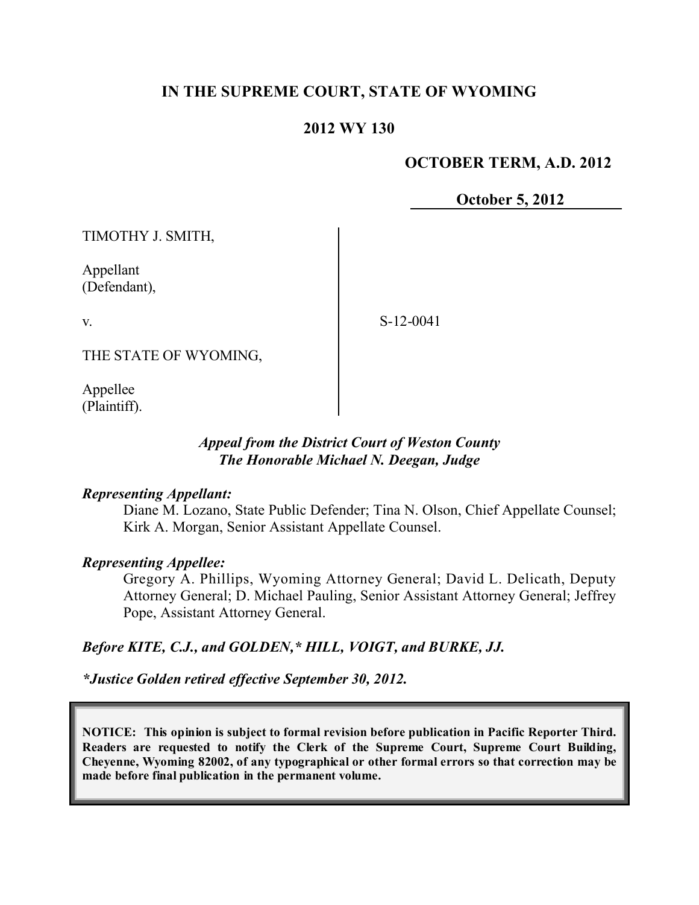# IN THE SUPREME COURT, STATE OF WYOMING

## 2012 WY 130

**OCTOBER TERM, A.D. 2012**

**October 5, 2012**

TIMOTHY J. SMITH,

Appellant
(Defendant),

v.

S-12-0041

THE STATE OF WYOMING,

Appellee
(Plaintiff).

***Appeal from the District Court of Weston County***
***The Honorable Michael N. Deegan, Judge***

***Representing Appellant:***

Diane M. Lozano, State Public Defender; Tina N. Olson, Chief Appellate Counsel; Kirk A. Morgan, Senior Assistant Appellate Counsel.

***Representing Appellee:***

Gregory A. Phillips, Wyoming Attorney General; David L. Delicath, Deputy Attorney General; D. Michael Pauling, Senior Assistant Attorney General; Jeffrey Pope, Assistant Attorney General.

***Before KITE, C.J., and GOLDEN,\* HILL, VOIGT, and BURKE, JJ.***

***\*Justice Golden retired effective September 30, 2012.***

**NOTICE: This opinion is subject to formal revision before publication in Pacific Reporter Third. Readers are requested to notify the Clerk of the Supreme Court, Supreme Court Building, Cheyenne, Wyoming 82002, of any typographical or other formal errors so that correction may be made before final publication in the permanent volume.**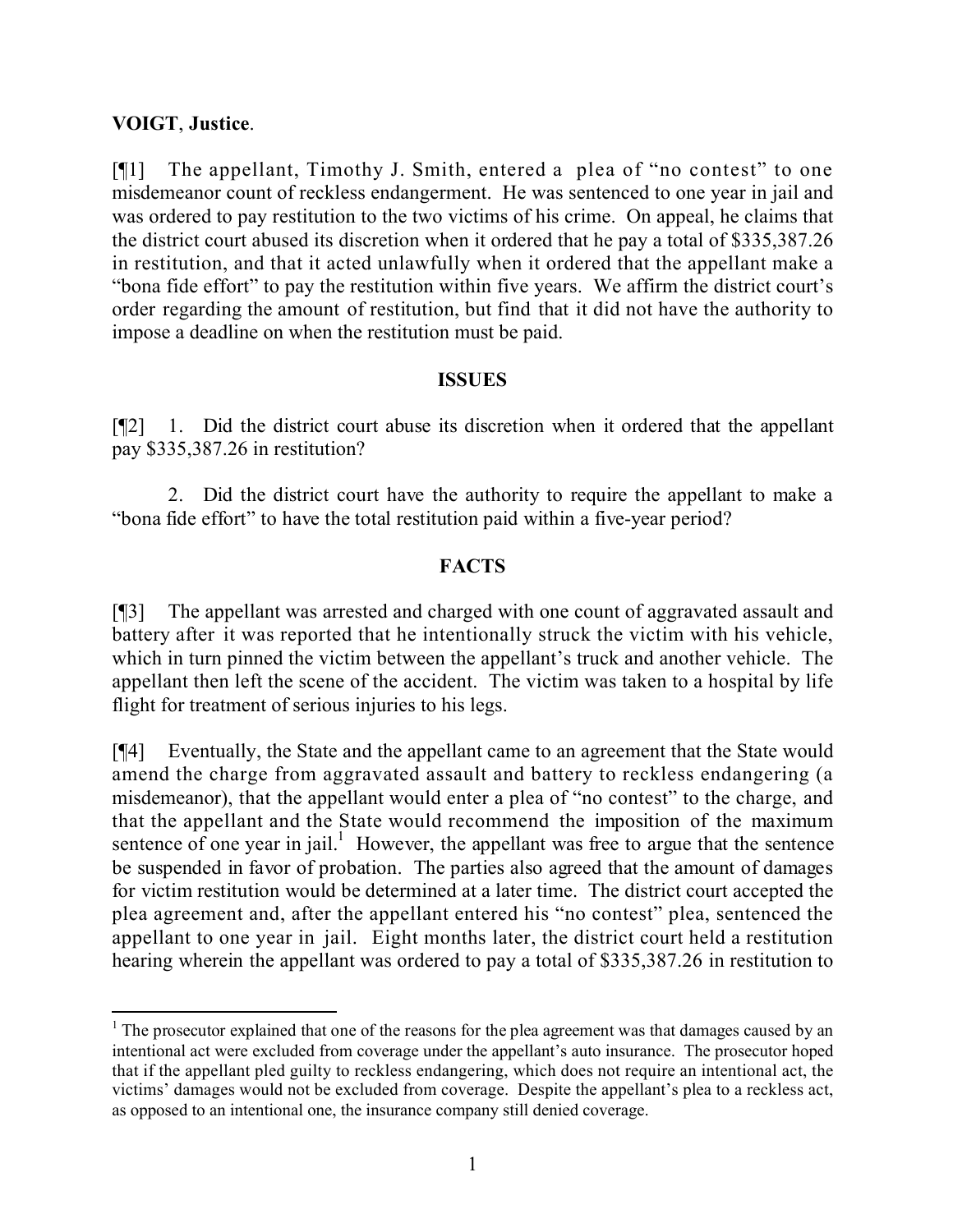**VOIGT**, **Justice**.

[¶1] The appellant, Timothy J. Smith, entered a plea of "no contest" to one misdemeanor count of reckless endangerment. He was sentenced to one year in jail and was ordered to pay restitution to the two victims of his crime. On appeal, he claims that the district court abused its discretion when it ordered that he pay a total of $335,387.26 in restitution, and that it acted unlawfully when it ordered that the appellant make a "bona fide effort" to pay the restitution within five years. We affirm the district court's order regarding the amount of restitution, but find that it did not have the authority to impose a deadline on when the restitution must be paid.

## ISSUES

[¶2] 1. Did the district court abuse its discretion when it ordered that the appellant pay $335,387.26 in restitution?

2. Did the district court have the authority to require the appellant to make a "bona fide effort" to have the total restitution paid within a five-year period?

## FACTS

[¶3] The appellant was arrested and charged with one count of aggravated assault and battery after it was reported that he intentionally struck the victim with his vehicle, which in turn pinned the victim between the appellant's truck and another vehicle. The appellant then left the scene of the accident. The victim was taken to a hospital by life flight for treatment of serious injuries to his legs.

[¶4] Eventually, the State and the appellant came to an agreement that the State would amend the charge from aggravated assault and battery to reckless endangering (a misdemeanor), that the appellant would enter a plea of "no contest" to the charge, and that the appellant and the State would recommend the imposition of the maximum sentence of one year in jail.[1] However, the appellant was free to argue that the sentence be suspended in favor of probation. The parties also agreed that the amount of damages for victim restitution would be determined at a later time. The district court accepted the plea agreement and, after the appellant entered his "no contest" plea, sentenced the appellant to one year in jail. Eight months later, the district court held a restitution hearing wherein the appellant was ordered to pay a total of $335,387.26 in restitution to

---

[1] The prosecutor explained that one of the reasons for the plea agreement was that damages caused by an intentional act were excluded from coverage under the appellant's auto insurance. The prosecutor hoped that if the appellant pled guilty to reckless endangering, which does not require an intentional act, the victims' damages would not be excluded from coverage. Despite the appellant's plea to a reckless act, as opposed to an intentional one, the insurance company still denied coverage.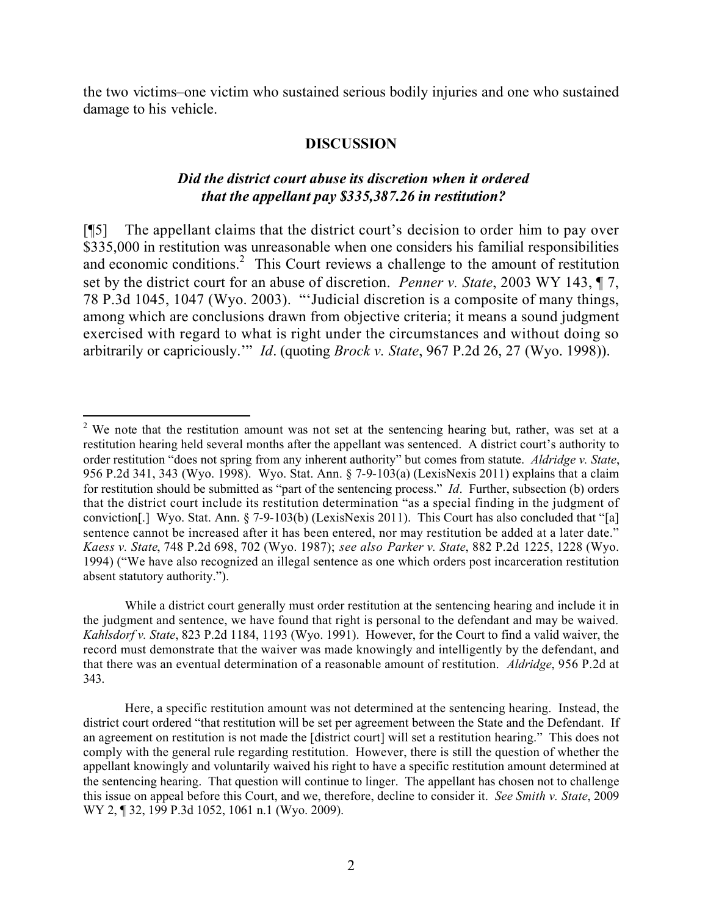the two victims–one victim who sustained serious bodily injuries and one who sustained damage to his vehicle.

## DISCUSSION

### *Did the district court abuse its discretion when it ordered that the appellant pay $335,387.26 in restitution?*

[¶5] The appellant claims that the district court's decision to order him to pay over $335,000 in restitution was unreasonable when one considers his familial responsibilities and economic conditions.[2] This Court reviews a challenge to the amount of restitution set by the district court for an abuse of discretion. *Penner v. State*, 2003 WY 143, ¶ 7, 78 P.3d 1045, 1047 (Wyo. 2003). "'Judicial discretion is a composite of many things, among which are conclusions drawn from objective criteria; it means a sound judgment exercised with regard to what is right under the circumstances and without doing so arbitrarily or capriciously.'" *Id*. (quoting *Brock v. State*, 967 P.2d 26, 27 (Wyo. 1998)).

---

[2] We note that the restitution amount was not set at the sentencing hearing but, rather, was set at a restitution hearing held several months after the appellant was sentenced. A district court's authority to order restitution "does not spring from any inherent authority" but comes from statute. *Aldridge v. State*, 956 P.2d 341, 343 (Wyo. 1998). Wyo. Stat. Ann. § 7-9-103(a) (LexisNexis 2011) explains that a claim for restitution should be submitted as "part of the sentencing process." *Id*. Further, subsection (b) orders that the district court include its restitution determination "as a special finding in the judgment of conviction[.] Wyo. Stat. Ann. § 7-9-103(b) (LexisNexis 2011). This Court has also concluded that "[a] sentence cannot be increased after it has been entered, nor may restitution be added at a later date." *Kaess v. State*, 748 P.2d 698, 702 (Wyo. 1987); *see also Parker v. State*, 882 P.2d 1225, 1228 (Wyo. 1994) ("We have also recognized an illegal sentence as one which orders post incarceration restitution absent statutory authority.").

While a district court generally must order restitution at the sentencing hearing and include it in the judgment and sentence, we have found that right is personal to the defendant and may be waived. *Kahlsdorf v. State*, 823 P.2d 1184, 1193 (Wyo. 1991). However, for the Court to find a valid waiver, the record must demonstrate that the waiver was made knowingly and intelligently by the defendant, and that there was an eventual determination of a reasonable amount of restitution. *Aldridge*, 956 P.2d at 343.

Here, a specific restitution amount was not determined at the sentencing hearing. Instead, the district court ordered "that restitution will be set per agreement between the State and the Defendant. If an agreement on restitution is not made the [district court] will set a restitution hearing." This does not comply with the general rule regarding restitution. However, there is still the question of whether the appellant knowingly and voluntarily waived his right to have a specific restitution amount determined at the sentencing hearing. That question will continue to linger. The appellant has chosen not to challenge this issue on appeal before this Court, and we, therefore, decline to consider it. *See Smith v. State*, 2009 WY 2, ¶ 32, 199 P.3d 1052, 1061 n.1 (Wyo. 2009).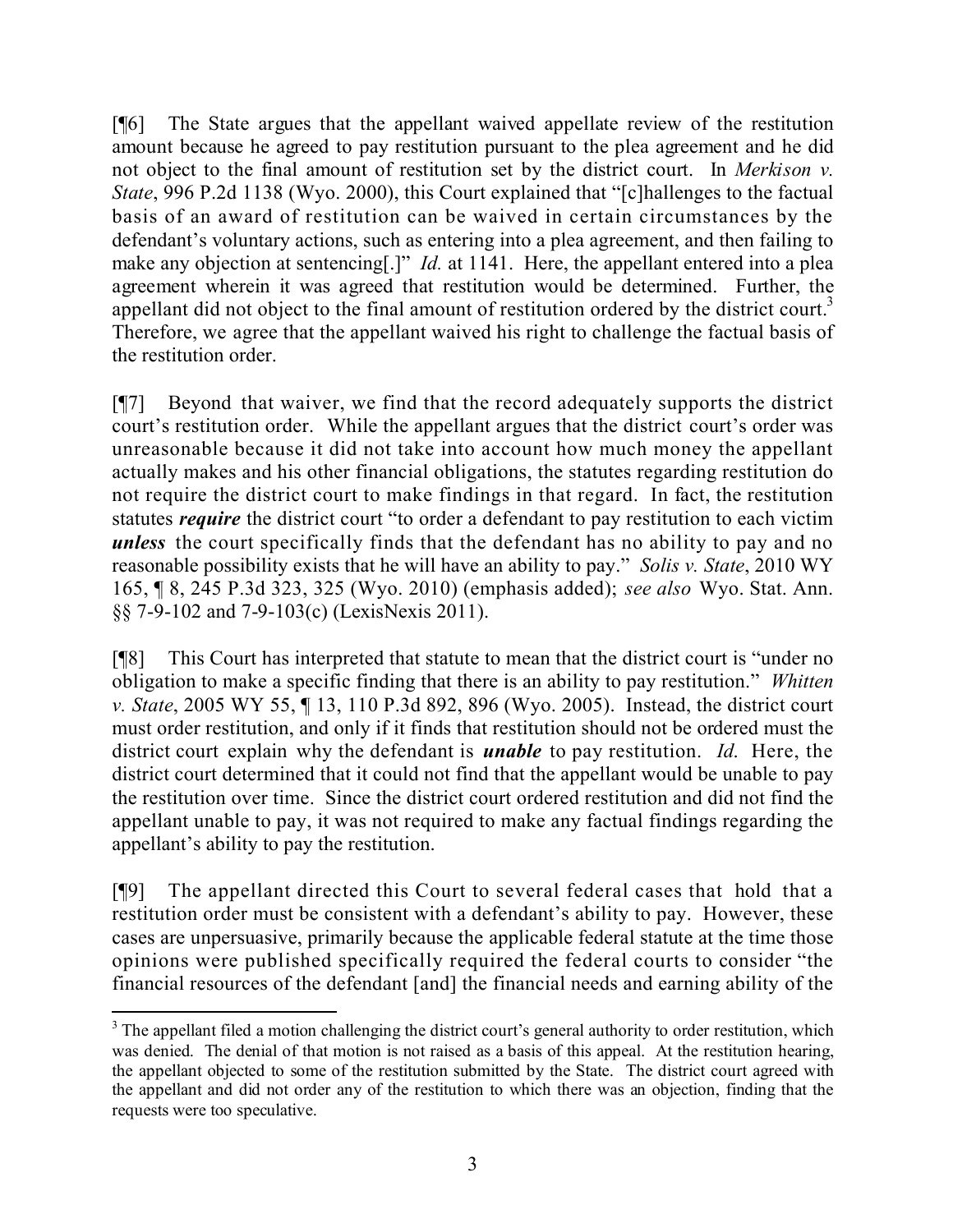[¶6] The State argues that the appellant waived appellate review of the restitution amount because he agreed to pay restitution pursuant to the plea agreement and he did not object to the final amount of restitution set by the district court. In *Merkison v. State*, 996 P.2d 1138 (Wyo. 2000), this Court explained that "[c]hallenges to the factual basis of an award of restitution can be waived in certain circumstances by the defendant's voluntary actions, such as entering into a plea agreement, and then failing to make any objection at sentencing[.]" *Id.* at 1141. Here, the appellant entered into a plea agreement wherein it was agreed that restitution would be determined. Further, the appellant did not object to the final amount of restitution ordered by the district court.[3] Therefore, we agree that the appellant waived his right to challenge the factual basis of the restitution order.

[¶7] Beyond that waiver, we find that the record adequately supports the district court's restitution order. While the appellant argues that the district court's order was unreasonable because it did not take into account how much money the appellant actually makes and his other financial obligations, the statutes regarding restitution do not require the district court to make findings in that regard. In fact, the restitution statutes ***require*** the district court "to order a defendant to pay restitution to each victim ***unless*** the court specifically finds that the defendant has no ability to pay and no reasonable possibility exists that he will have an ability to pay." *Solis v. State*, 2010 WY 165, ¶ 8, 245 P.3d 323, 325 (Wyo. 2010) (emphasis added); *see also* Wyo. Stat. Ann. §§ 7-9-102 and 7-9-103(c) (LexisNexis 2011).

[¶8] This Court has interpreted that statute to mean that the district court is "under no obligation to make a specific finding that there is an ability to pay restitution." *Whitten v. State*, 2005 WY 55, ¶ 13, 110 P.3d 892, 896 (Wyo. 2005). Instead, the district court must order restitution, and only if it finds that restitution should not be ordered must the district court explain why the defendant is ***unable*** to pay restitution. *Id.* Here, the district court determined that it could not find that the appellant would be unable to pay the restitution over time. Since the district court ordered restitution and did not find the appellant unable to pay, it was not required to make any factual findings regarding the appellant's ability to pay the restitution.

[¶9] The appellant directed this Court to several federal cases that hold that a restitution order must be consistent with a defendant's ability to pay. However, these cases are unpersuasive, primarily because the applicable federal statute at the time those opinions were published specifically required the federal courts to consider "the financial resources of the defendant [and] the financial needs and earning ability of the

---

[3] The appellant filed a motion challenging the district court's general authority to order restitution, which was denied. The denial of that motion is not raised as a basis of this appeal. At the restitution hearing, the appellant objected to some of the restitution submitted by the State. The district court agreed with the appellant and did not order any of the restitution to which there was an objection, finding that the requests were too speculative.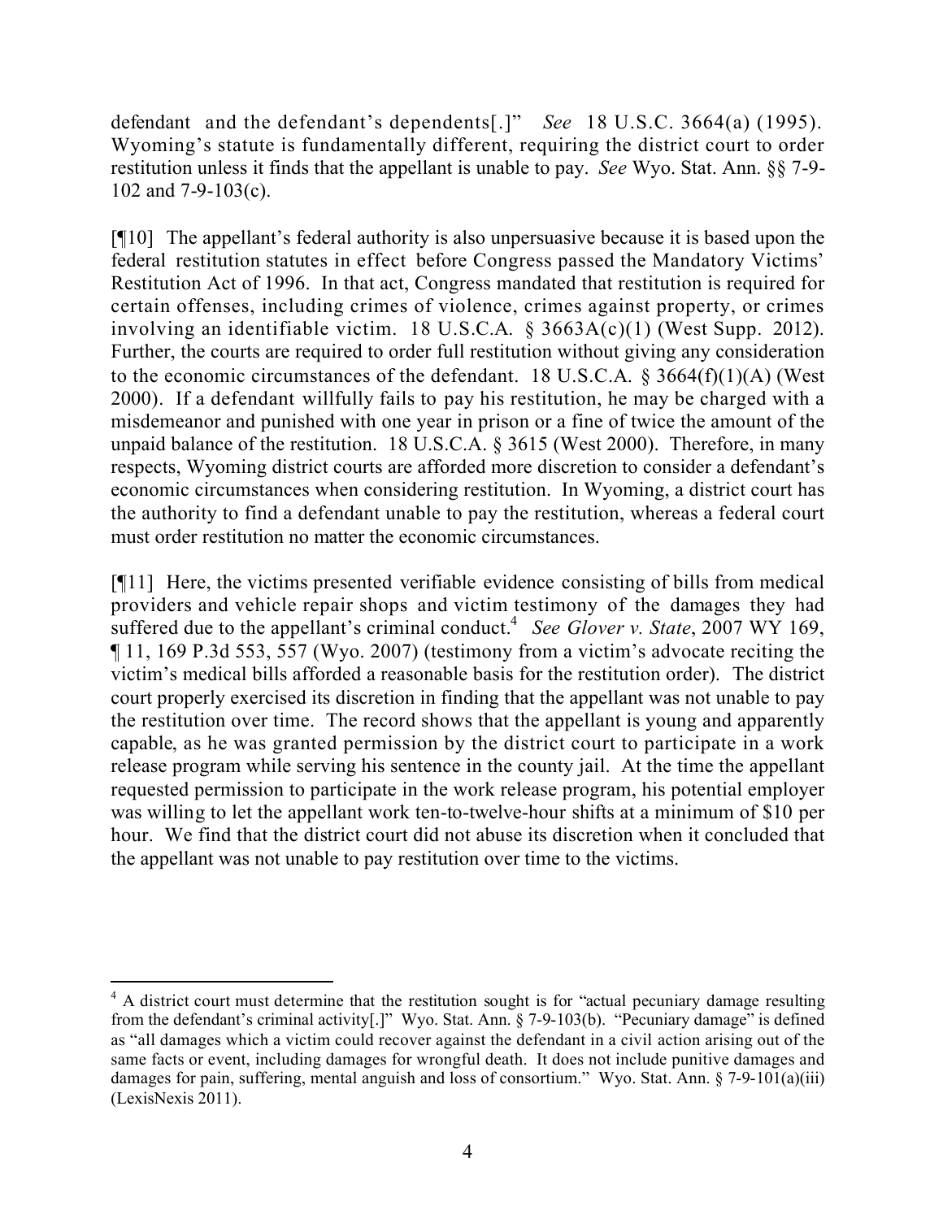defendant and the defendant's dependents[.]" *See* 18 U.S.C. 3664(a) (1995). Wyoming's statute is fundamentally different, requiring the district court to order restitution unless it finds that the appellant is unable to pay. *See* Wyo. Stat. Ann. §§ 7-9-102 and 7-9-103(c).

[¶10] The appellant's federal authority is also unpersuasive because it is based upon the federal restitution statutes in effect before Congress passed the Mandatory Victims' Restitution Act of 1996. In that act, Congress mandated that restitution is required for certain offenses, including crimes of violence, crimes against property, or crimes involving an identifiable victim. 18 U.S.C.A. § 3663A(c)(1) (West Supp. 2012). Further, the courts are required to order full restitution without giving any consideration to the economic circumstances of the defendant. 18 U.S.C.A. § 3664(f)(1)(A) (West 2000). If a defendant willfully fails to pay his restitution, he may be charged with a misdemeanor and punished with one year in prison or a fine of twice the amount of the unpaid balance of the restitution. 18 U.S.C.A. § 3615 (West 2000). Therefore, in many respects, Wyoming district courts are afforded more discretion to consider a defendant's economic circumstances when considering restitution. In Wyoming, a district court has the authority to find a defendant unable to pay the restitution, whereas a federal court must order restitution no matter the economic circumstances.

[¶11] Here, the victims presented verifiable evidence consisting of bills from medical providers and vehicle repair shops and victim testimony of the damages they had suffered due to the appellant's criminal conduct.[4] *See Glover v. State*, 2007 WY 169, ¶ 11, 169 P.3d 553, 557 (Wyo. 2007) (testimony from a victim's advocate reciting the victim's medical bills afforded a reasonable basis for the restitution order). The district court properly exercised its discretion in finding that the appellant was not unable to pay the restitution over time. The record shows that the appellant is young and apparently capable, as he was granted permission by the district court to participate in a work release program while serving his sentence in the county jail. At the time the appellant requested permission to participate in the work release program, his potential employer was willing to let the appellant work ten-to-twelve-hour shifts at a minimum of $10 per hour. We find that the district court did not abuse its discretion when it concluded that the appellant was not unable to pay restitution over time to the victims.

---

[4] A district court must determine that the restitution sought is for "actual pecuniary damage resulting from the defendant's criminal activity[.]" Wyo. Stat. Ann. § 7-9-103(b). "Pecuniary damage" is defined as "all damages which a victim could recover against the defendant in a civil action arising out of the same facts or event, including damages for wrongful death. It does not include punitive damages and damages for pain, suffering, mental anguish and loss of consortium." Wyo. Stat. Ann. § 7-9-101(a)(iii) (LexisNexis 2011).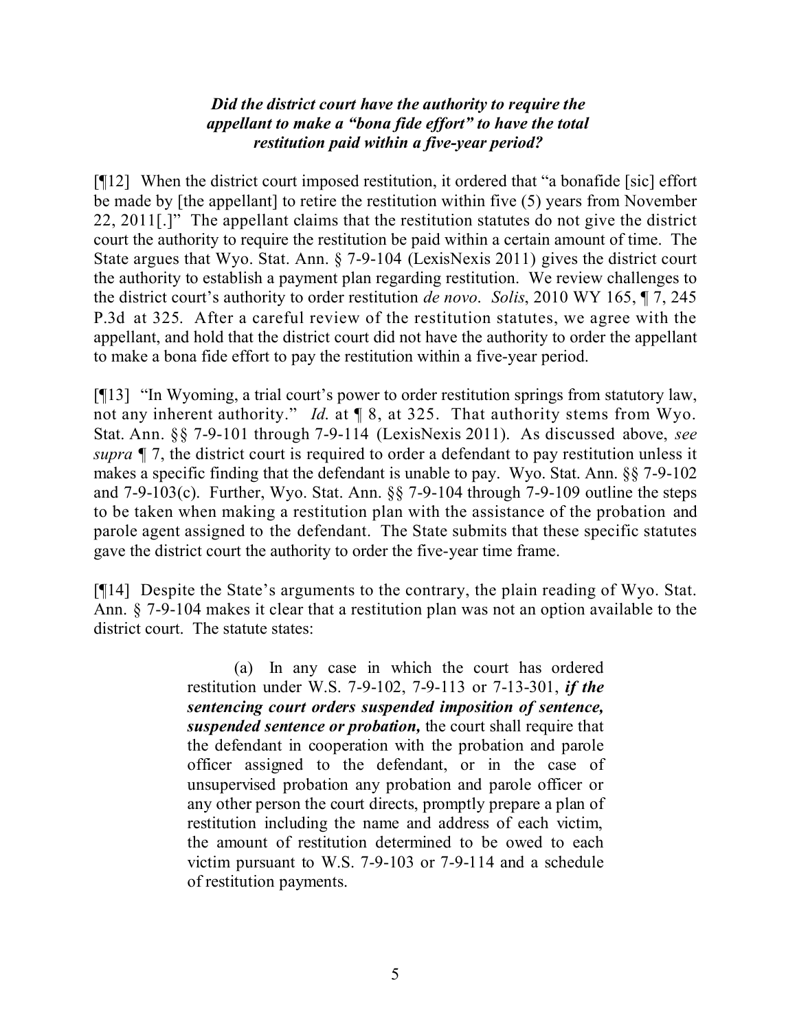***Did the district court have the authority to require the appellant to make a "bona fide effort" to have the total restitution paid within a five-year period?***

[¶12] When the district court imposed restitution, it ordered that "a bonafide [sic] effort be made by [the appellant] to retire the restitution within five (5) years from November 22, 2011[.]" The appellant claims that the restitution statutes do not give the district court the authority to require the restitution be paid within a certain amount of time. The State argues that Wyo. Stat. Ann. § 7-9-104 (LexisNexis 2011) gives the district court the authority to establish a payment plan regarding restitution. We review challenges to the district court's authority to order restitution *de novo*. *Solis*, 2010 WY 165, ¶ 7, 245 P.3d at 325. After a careful review of the restitution statutes, we agree with the appellant, and hold that the district court did not have the authority to order the appellant to make a bona fide effort to pay the restitution within a five-year period.

[¶13] "In Wyoming, a trial court's power to order restitution springs from statutory law, not any inherent authority." *Id.* at ¶ 8, at 325. That authority stems from Wyo. Stat. Ann. §§ 7-9-101 through 7-9-114 (LexisNexis 2011). As discussed above, *see supra* ¶ 7, the district court is required to order a defendant to pay restitution unless it makes a specific finding that the defendant is unable to pay. Wyo. Stat. Ann. §§ 7-9-102 and 7-9-103(c). Further, Wyo. Stat. Ann. §§ 7-9-104 through 7-9-109 outline the steps to be taken when making a restitution plan with the assistance of the probation and parole agent assigned to the defendant. The State submits that these specific statutes gave the district court the authority to order the five-year time frame.

[¶14] Despite the State's arguments to the contrary, the plain reading of Wyo. Stat. Ann. § 7-9-104 makes it clear that a restitution plan was not an option available to the district court. The statute states:

> (a) In any case in which the court has ordered restitution under W.S. 7-9-102, 7-9-113 or 7-13-301, ***if the sentencing court orders suspended imposition of sentence, suspended sentence or probation,*** the court shall require that the defendant in cooperation with the probation and parole officer assigned to the defendant, or in the case of unsupervised probation any probation and parole officer or any other person the court directs, promptly prepare a plan of restitution including the name and address of each victim, the amount of restitution determined to be owed to each victim pursuant to W.S. 7-9-103 or 7-9-114 and a schedule of restitution payments.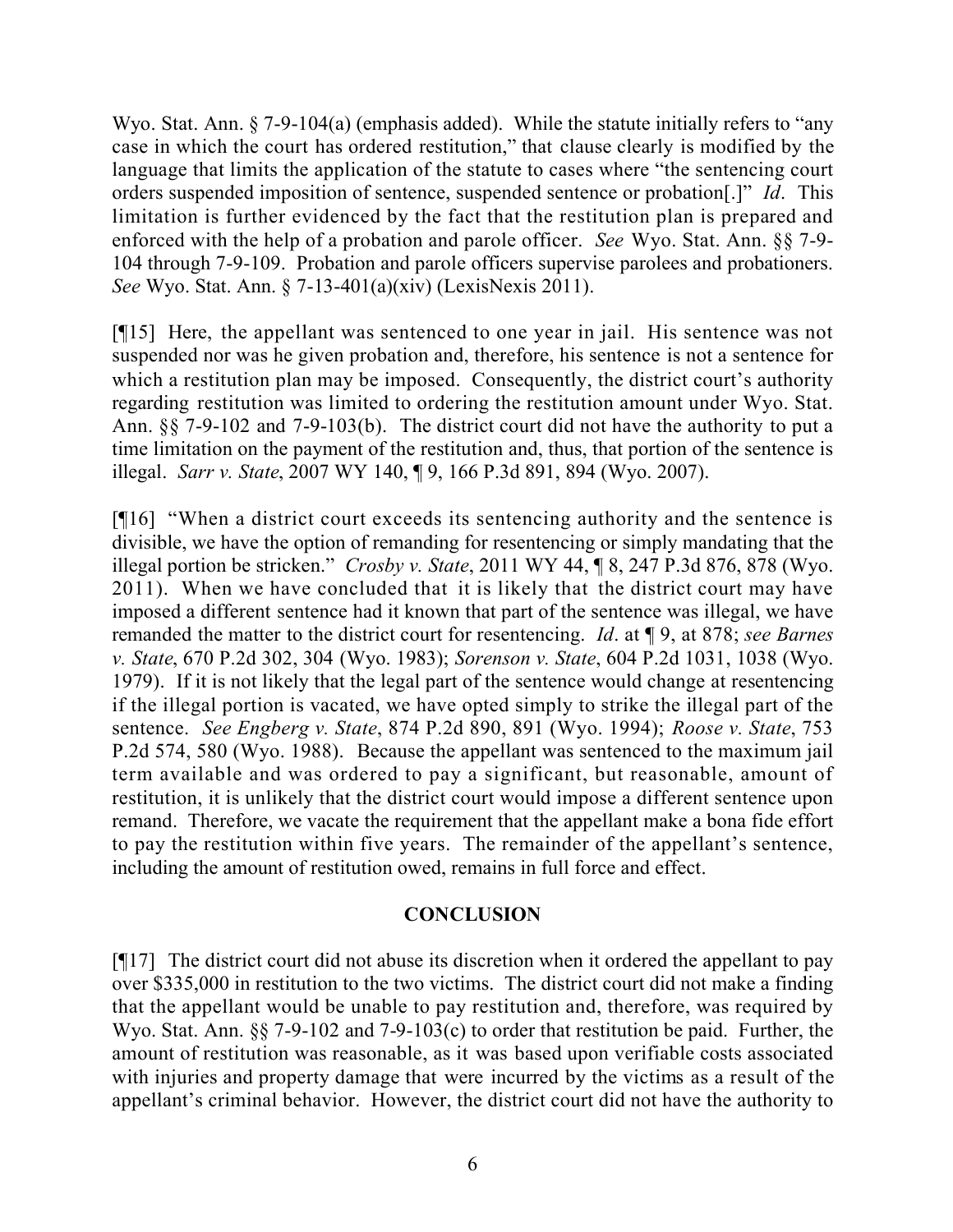Wyo. Stat. Ann. § 7-9-104(a) (emphasis added). While the statute initially refers to "any case in which the court has ordered restitution," that clause clearly is modified by the language that limits the application of the statute to cases where "the sentencing court orders suspended imposition of sentence, suspended sentence or probation[.]" *Id*. This limitation is further evidenced by the fact that the restitution plan is prepared and enforced with the help of a probation and parole officer. *See* Wyo. Stat. Ann. §§ 7-9-104 through 7-9-109. Probation and parole officers supervise parolees and probationers. *See* Wyo. Stat. Ann. § 7-13-401(a)(xiv) (LexisNexis 2011).

[¶15] Here, the appellant was sentenced to one year in jail. His sentence was not suspended nor was he given probation and, therefore, his sentence is not a sentence for which a restitution plan may be imposed. Consequently, the district court's authority regarding restitution was limited to ordering the restitution amount under Wyo. Stat. Ann. §§ 7-9-102 and 7-9-103(b). The district court did not have the authority to put a time limitation on the payment of the restitution and, thus, that portion of the sentence is illegal. *Sarr v. State*, 2007 WY 140, ¶ 9, 166 P.3d 891, 894 (Wyo. 2007).

[¶16] "When a district court exceeds its sentencing authority and the sentence is divisible, we have the option of remanding for resentencing or simply mandating that the illegal portion be stricken." *Crosby v. State*, 2011 WY 44, ¶ 8, 247 P.3d 876, 878 (Wyo. 2011). When we have concluded that it is likely that the district court may have imposed a different sentence had it known that part of the sentence was illegal, we have remanded the matter to the district court for resentencing. *Id*. at ¶ 9, at 878; *see Barnes v. State*, 670 P.2d 302, 304 (Wyo. 1983); *Sorenson v. State*, 604 P.2d 1031, 1038 (Wyo. 1979). If it is not likely that the legal part of the sentence would change at resentencing if the illegal portion is vacated, we have opted simply to strike the illegal part of the sentence. *See Engberg v. State*, 874 P.2d 890, 891 (Wyo. 1994); *Roose v. State*, 753 P.2d 574, 580 (Wyo. 1988). Because the appellant was sentenced to the maximum jail term available and was ordered to pay a significant, but reasonable, amount of restitution, it is unlikely that the district court would impose a different sentence upon remand. Therefore, we vacate the requirement that the appellant make a bona fide effort to pay the restitution within five years. The remainder of the appellant's sentence, including the amount of restitution owed, remains in full force and effect.

## CONCLUSION

[¶17] The district court did not abuse its discretion when it ordered the appellant to pay over $335,000 in restitution to the two victims. The district court did not make a finding that the appellant would be unable to pay restitution and, therefore, was required by Wyo. Stat. Ann. §§ 7-9-102 and 7-9-103(c) to order that restitution be paid. Further, the amount of restitution was reasonable, as it was based upon verifiable costs associated with injuries and property damage that were incurred by the victims as a result of the appellant's criminal behavior. However, the district court did not have the authority to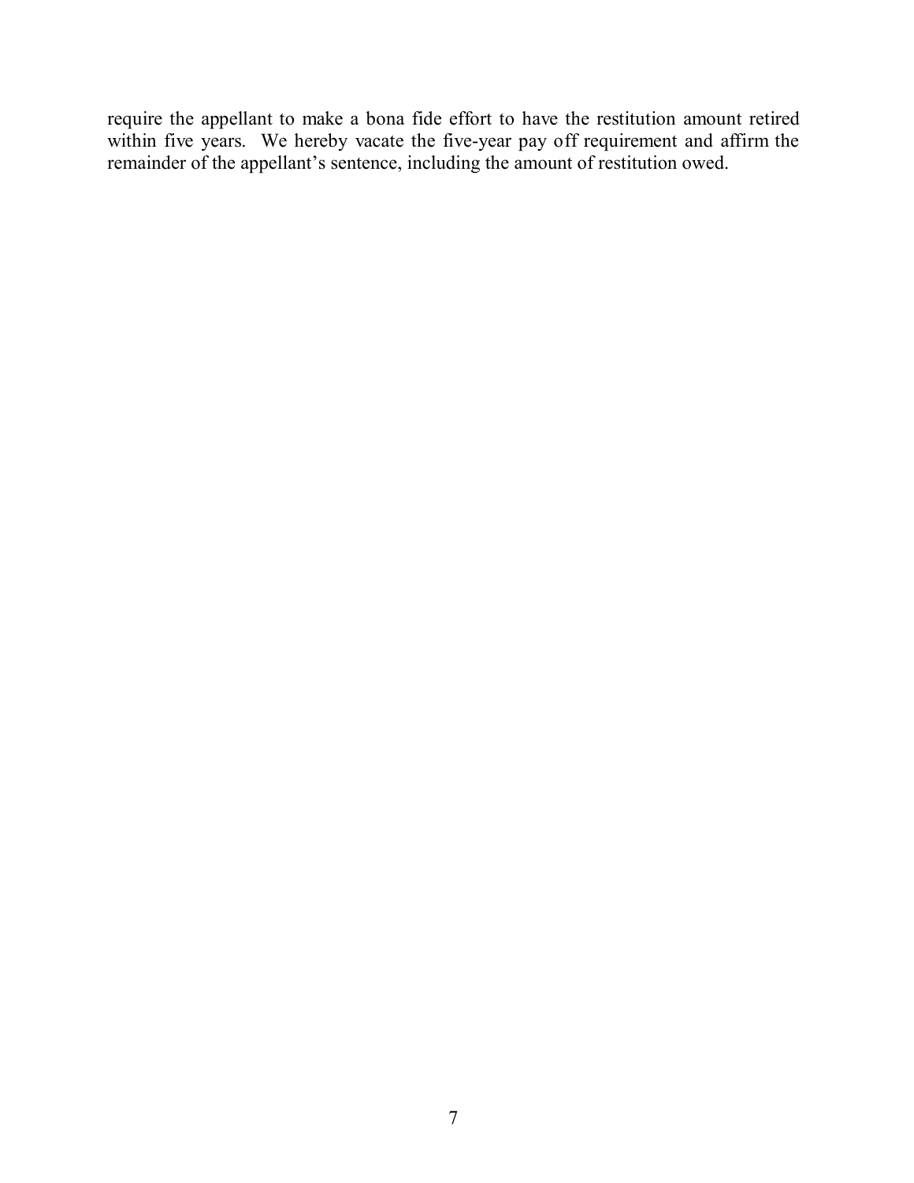require the appellant to make a bona fide effort to have the restitution amount retired within five years. We hereby vacate the five-year pay off requirement and affirm the remainder of the appellant's sentence, including the amount of restitution owed.